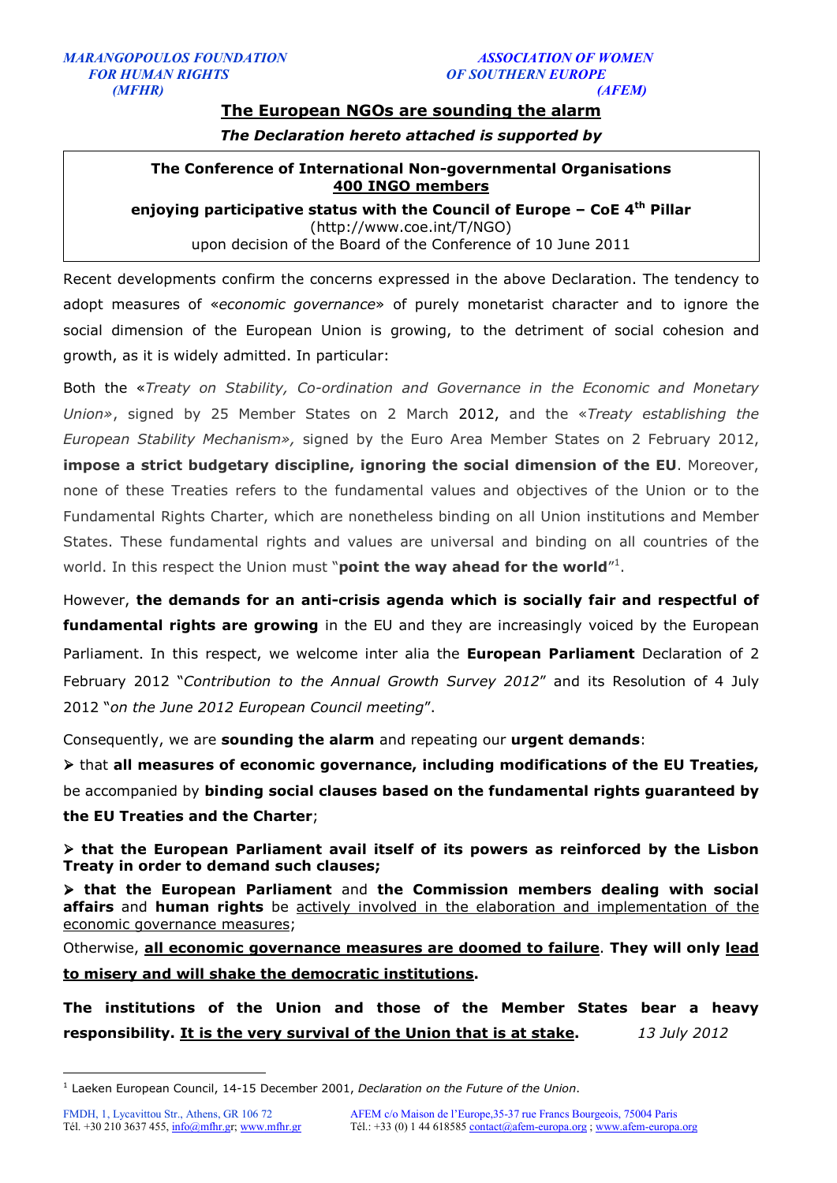*MARANGOPOULOS FOUNDATION FOR HUMAN RIGHTS (MFHR)*

*ASSOCIATION OF WOMEN OF SOUTHERN EUROPE (AFEM)*

# The European NGOs are sounding the alarm

***The Declaration hereto attached is supported by***

> **The Conference of International Non-governmental Organisations**
> **400 INGO members**
> **enjoying participative status with the Council of Europe – CoE 4th Pillar**
> (http://www.coe.int/T/NGO)
> upon decision of the Board of the Conference of 10 June 2011

Recent developments confirm the concerns expressed in the above Declaration. The tendency to adopt measures of «*economic governance*» of purely monetarist character and to ignore the social dimension of the European Union is growing, to the detriment of social cohesion and growth, as it is widely admitted. In particular:

Both the «*Treaty on Stability, Co-ordination and Governance in the Economic and Monetary Union*», signed by 25 Member States on 2 March 2012, and the «*Treaty establishing the European Stability Mechanism*», signed by the Euro Area Member States on 2 February 2012, **impose a strict budgetary discipline, ignoring the social dimension of the EU**. Moreover, none of these Treaties refers to the fundamental values and objectives of the Union or to the Fundamental Rights Charter, which are nonetheless binding on all Union institutions and Member States. These fundamental rights and values are universal and binding on all countries of the world. In this respect the Union must "**point the way ahead for the world**"[1].

However, **the demands for an anti-crisis agenda which is socially fair and respectful of fundamental rights are growing** in the EU and they are increasingly voiced by the European Parliament. In this respect, we welcome inter alia the **European Parliament** Declaration of 2 February 2012 "*Contribution to the Annual Growth Survey 2012*" and its Resolution of 4 July 2012 "*on the June 2012 European Council meeting*".

Consequently, we are **sounding the alarm** and repeating our **urgent demands**:

- that **all measures of economic governance, including modifications of the EU Treaties,** be accompanied by **binding social clauses based on the fundamental rights guaranteed by the EU Treaties and the Charter**;
- **that the European Parliament avail itself of its powers as reinforced by the Lisbon Treaty in order to demand such clauses;**
- **that the European Parliament** and **the Commission members dealing with social affairs** and **human rights** be <u>actively involved in the elaboration and implementation of the economic governance measures</u>;

Otherwise, **<u>all economic governance measures are doomed to failure</u>**. **They will only <u>lead to misery and will shake the democratic institutions</u>.**

**The institutions of the Union and those of the Member States bear a heavy responsibility. <u>It is the very survival of the Union that is at stake</u>.**

*13 July 2012*

---

[1] Laeken European Council, 14-15 December 2001, *Declaration on the Future of the Union*.

FMDH, 1, Lycavittou Str., Athens, GR 106 72
Tél. +30 210 3637 455, info@mfhr.gr; www.mfhr.gr

AFEM c/o Maison de l'Europe,35-37 rue Francs Bourgeois, 75004 Paris
Tél.: +33 (0) 1 44 618585 contact@afem-europa.org ; www.afem-europa.org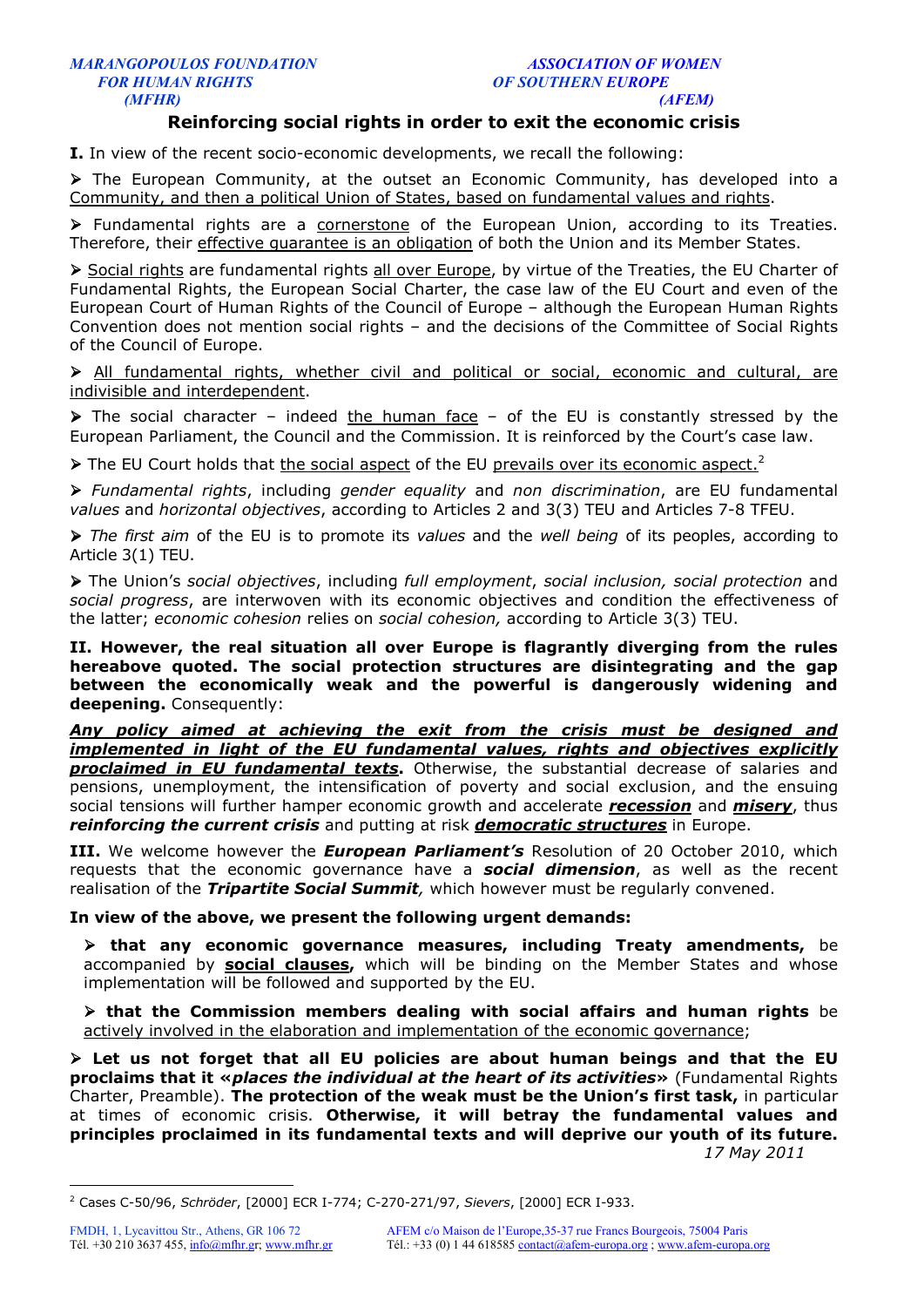*MARANGOPOULOS FOUNDATION FOR HUMAN RIGHTS (MFHR)*

*ASSOCIATION OF WOMEN OF SOUTHERN EUROPE (AFEM)*

# Reinforcing social rights in order to exit the economic crisis

**I.** In view of the recent socio-economic developments, we recall the following:

➢ The European Community, at the outset an Economic Community, has developed into a Community, and then a political Union of States, based on fundamental values and rights.

➢ Fundamental rights are a cornerstone of the European Union, according to its Treaties. Therefore, their effective guarantee is an obligation of both the Union and its Member States.

➢ Social rights are fundamental rights all over Europe, by virtue of the Treaties, the EU Charter of Fundamental Rights, the European Social Charter, the case law of the EU Court and even of the European Court of Human Rights of the Council of Europe – although the European Human Rights Convention does not mention social rights – and the decisions of the Committee of Social Rights of the Council of Europe.

➢ All fundamental rights, whether civil and political or social, economic and cultural, are indivisible and interdependent.

➢ The social character – indeed the human face – of the EU is constantly stressed by the European Parliament, the Council and the Commission. It is reinforced by the Court's case law.

➢ The EU Court holds that the social aspect of the EU prevails over its economic aspect.[2]

➢ *Fundamental rights*, including *gender equality* and *non discrimination*, are EU fundamental *values* and *horizontal objectives*, according to Articles 2 and 3(3) TEU and Articles 7-8 TFEU.

➢ *The first aim* of the EU is to promote its *values* and the *well being* of its peoples, according to Article 3(1) TEU.

➢ The Union's *social objectives*, including *full employment*, *social inclusion, social protection* and *social progress*, are interwoven with its economic objectives and condition the effectiveness of the latter; *economic cohesion* relies on *social cohesion,* according to Article 3(3) TEU.

**II. However, the real situation all over Europe is flagrantly diverging from the rules hereabove quoted. The social protection structures are disintegrating and the gap between the economically weak and the powerful is dangerously widening and deepening.** Consequently:

***Any policy aimed at achieving the exit from the crisis must be designed and implemented in light of the EU fundamental values, rights and objectives explicitly proclaimed in EU fundamental texts*****.** Otherwise, the substantial decrease of salaries and pensions, unemployment, the intensification of poverty and social exclusion, and the ensuing social tensions will further hamper economic growth and accelerate ***recession*** and ***misery***, thus ***reinforcing the current crisis*** and putting at risk ***democratic structures*** in Europe.

**III.** We welcome however the ***European Parliament's*** Resolution of 20 October 2010, which requests that the economic governance have a ***social dimension***, as well as the recent realisation of the ***Tripartite Social Summit****,* which however must be regularly convened.

**In view of the above, we present the following urgent demands:**

➢ **that any economic governance measures, including Treaty amendments,** be accompanied by **social clauses,** which will be binding on the Member States and whose implementation will be followed and supported by the EU.

➢ **that the Commission members dealing with social affairs and human rights** be actively involved in the elaboration and implementation of the economic governance;

➢ **Let us not forget that all EU policies are about human beings and that the EU proclaims that it «*places the individual at the heart of its activities*»** (Fundamental Rights Charter, Preamble). **The protection of the weak must be the Union's first task,** in particular at times of economic crisis. **Otherwise, it will betray the fundamental values and principles proclaimed in its fundamental texts and will deprive our youth of its future.**

*17 May 2011*

---

[2] Cases C-50/96, *Schröder*, [2000] ECR I-774; C-270-271/97, *Sievers*, [2000] ECR I-933.

FMDH, 1, Lycavittou Str., Athens, GR 106 72
Tél. +30 210 3637 455, info@mfhr.gr; www.mfhr.gr

AFEM c/o Maison de l'Europe,35-37 rue Francs Bourgeois, 75004 Paris
Tél.: +33 (0) 1 44 618585 contact@afem-europa.org ; www.afem-europa.org